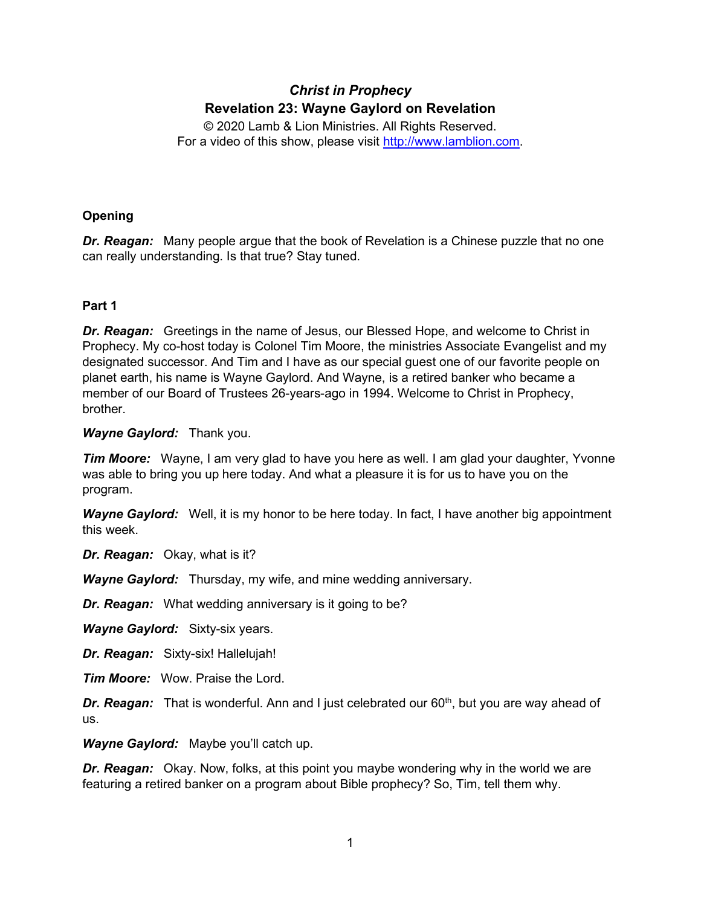# *Christ in Prophecy*

## Revelation 23: Wayne Gaylord on Revelation

© 2020 Lamb & Lion Ministries. All Rights Reserved.
For a video of this show, please visit http://www.lamblion.com.

### Opening

***Dr. Reagan:*** Many people argue that the book of Revelation is a Chinese puzzle that no one can really understanding. Is that true? Stay tuned.

### Part 1

***Dr. Reagan:*** Greetings in the name of Jesus, our Blessed Hope, and welcome to Christ in Prophecy. My co-host today is Colonel Tim Moore, the ministries Associate Evangelist and my designated successor. And Tim and I have as our special guest one of our favorite people on planet earth, his name is Wayne Gaylord. And Wayne, is a retired banker who became a member of our Board of Trustees 26-years-ago in 1994. Welcome to Christ in Prophecy, brother.

***Wayne Gaylord:*** Thank you.

***Tim Moore:*** Wayne, I am very glad to have you here as well. I am glad your daughter, Yvonne was able to bring you up here today. And what a pleasure it is for us to have you on the program.

***Wayne Gaylord:*** Well, it is my honor to be here today. In fact, I have another big appointment this week.

***Dr. Reagan:*** Okay, what is it?

***Wayne Gaylord:*** Thursday, my wife, and mine wedding anniversary.

***Dr. Reagan:*** What wedding anniversary is it going to be?

***Wayne Gaylord:*** Sixty-six years.

***Dr. Reagan:*** Sixty-six! Hallelujah!

***Tim Moore:*** Wow. Praise the Lord.

***Dr. Reagan:*** That is wonderful. Ann and I just celebrated our 60th, but you are way ahead of us.

***Wayne Gaylord:*** Maybe you'll catch up.

***Dr. Reagan:*** Okay. Now, folks, at this point you maybe wondering why in the world we are featuring a retired banker on a program about Bible prophecy? So, Tim, tell them why.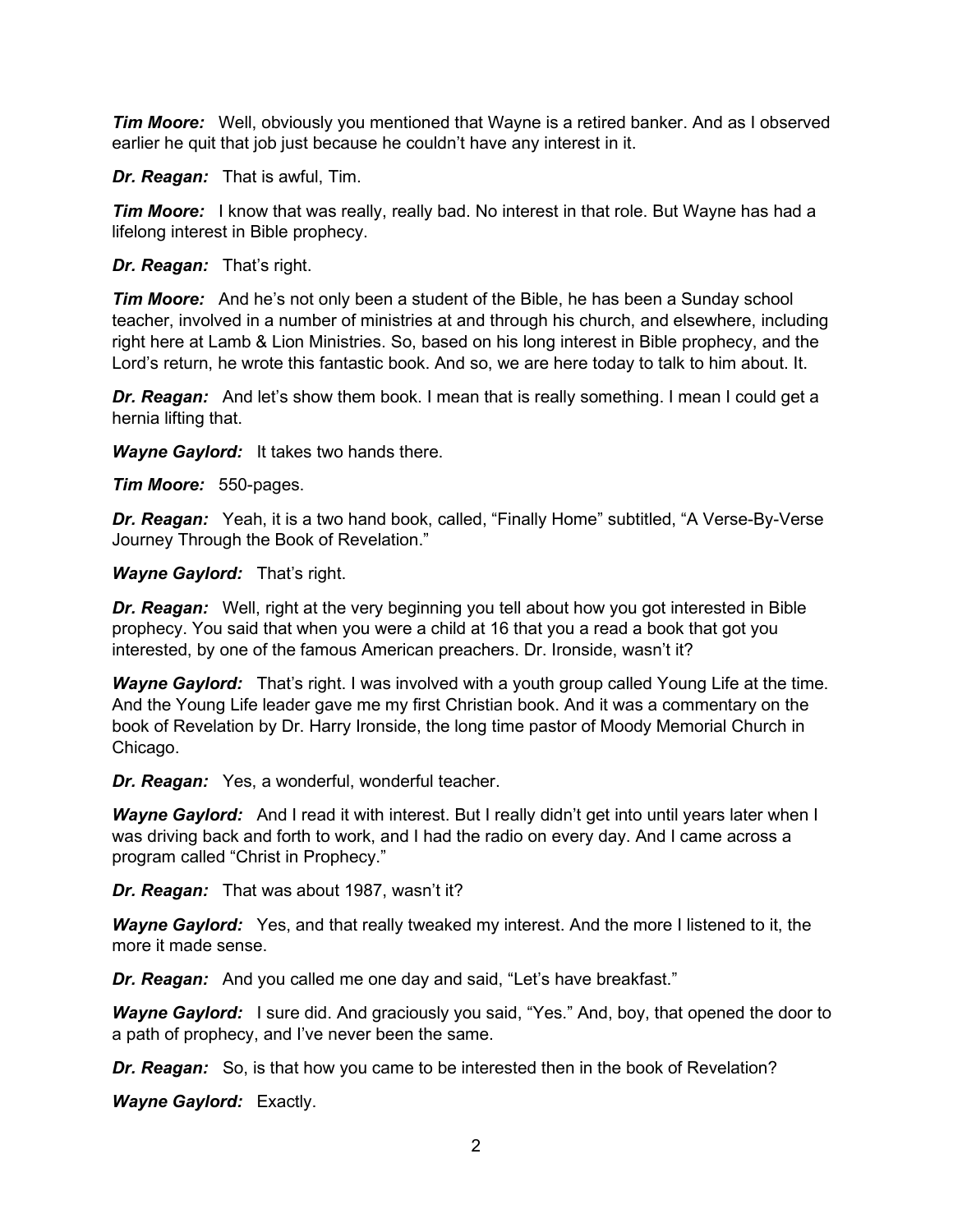***Tim Moore:*** Well, obviously you mentioned that Wayne is a retired banker. And as I observed earlier he quit that job just because he couldn't have any interest in it.

***Dr. Reagan:*** That is awful, Tim.

***Tim Moore:*** I know that was really, really bad. No interest in that role. But Wayne has had a lifelong interest in Bible prophecy.

***Dr. Reagan:*** That's right.

***Tim Moore:*** And he's not only been a student of the Bible, he has been a Sunday school teacher, involved in a number of ministries at and through his church, and elsewhere, including right here at Lamb & Lion Ministries. So, based on his long interest in Bible prophecy, and the Lord's return, he wrote this fantastic book. And so, we are here today to talk to him about. It.

***Dr. Reagan:*** And let's show them book. I mean that is really something. I mean I could get a hernia lifting that.

***Wayne Gaylord:*** It takes two hands there.

***Tim Moore:*** 550-pages.

***Dr. Reagan:*** Yeah, it is a two hand book, called, "Finally Home" subtitled, "A Verse-By-Verse Journey Through the Book of Revelation."

***Wayne Gaylord:*** That's right.

***Dr. Reagan:*** Well, right at the very beginning you tell about how you got interested in Bible prophecy. You said that when you were a child at 16 that you a read a book that got you interested, by one of the famous American preachers. Dr. Ironside, wasn't it?

***Wayne Gaylord:*** That's right. I was involved with a youth group called Young Life at the time. And the Young Life leader gave me my first Christian book. And it was a commentary on the book of Revelation by Dr. Harry Ironside, the long time pastor of Moody Memorial Church in Chicago.

***Dr. Reagan:*** Yes, a wonderful, wonderful teacher.

***Wayne Gaylord:*** And I read it with interest. But I really didn't get into until years later when I was driving back and forth to work, and I had the radio on every day. And I came across a program called "Christ in Prophecy."

***Dr. Reagan:*** That was about 1987, wasn't it?

***Wayne Gaylord:*** Yes, and that really tweaked my interest. And the more I listened to it, the more it made sense.

***Dr. Reagan:*** And you called me one day and said, "Let's have breakfast."

***Wayne Gaylord:*** I sure did. And graciously you said, "Yes." And, boy, that opened the door to a path of prophecy, and I've never been the same.

***Dr. Reagan:*** So, is that how you came to be interested then in the book of Revelation?

***Wayne Gaylord:*** Exactly.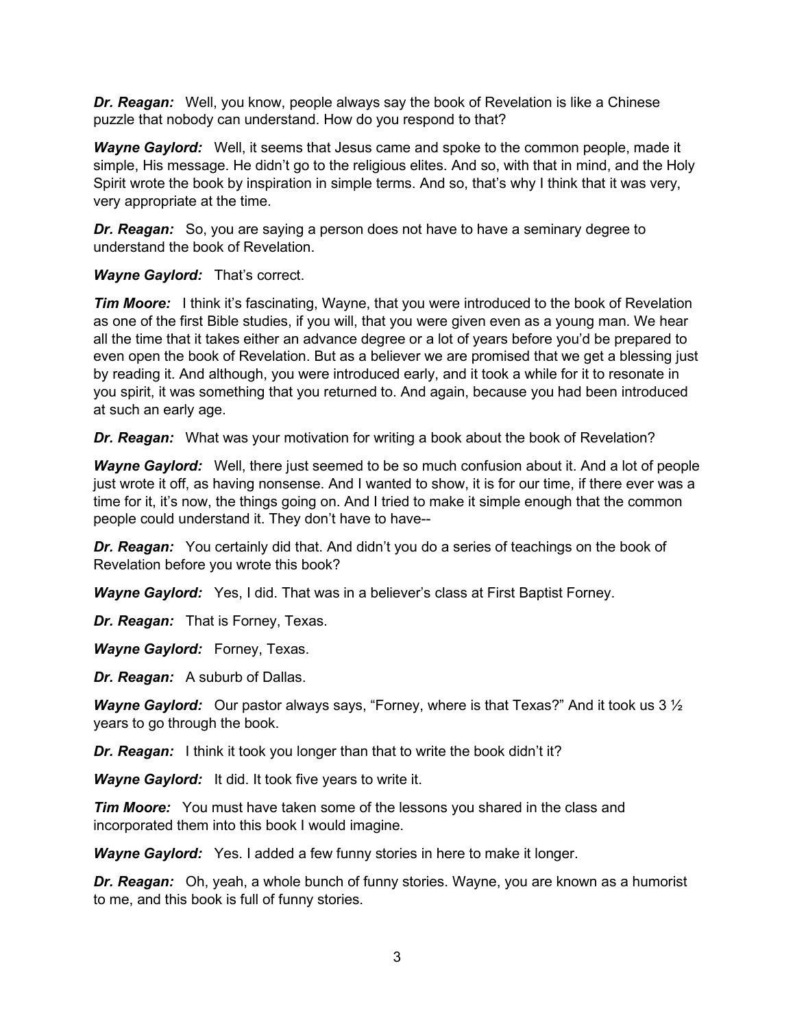***Dr. Reagan:*** Well, you know, people always say the book of Revelation is like a Chinese puzzle that nobody can understand. How do you respond to that?

***Wayne Gaylord:*** Well, it seems that Jesus came and spoke to the common people, made it simple, His message. He didn't go to the religious elites. And so, with that in mind, and the Holy Spirit wrote the book by inspiration in simple terms. And so, that's why I think that it was very, very appropriate at the time.

***Dr. Reagan:*** So, you are saying a person does not have to have a seminary degree to understand the book of Revelation.

***Wayne Gaylord:*** That's correct.

***Tim Moore:*** I think it's fascinating, Wayne, that you were introduced to the book of Revelation as one of the first Bible studies, if you will, that you were given even as a young man. We hear all the time that it takes either an advance degree or a lot of years before you'd be prepared to even open the book of Revelation. But as a believer we are promised that we get a blessing just by reading it. And although, you were introduced early, and it took a while for it to resonate in you spirit, it was something that you returned to. And again, because you had been introduced at such an early age.

***Dr. Reagan:*** What was your motivation for writing a book about the book of Revelation?

***Wayne Gaylord:*** Well, there just seemed to be so much confusion about it. And a lot of people just wrote it off, as having nonsense. And I wanted to show, it is for our time, if there ever was a time for it, it's now, the things going on. And I tried to make it simple enough that the common people could understand it. They don't have to have--

***Dr. Reagan:*** You certainly did that. And didn't you do a series of teachings on the book of Revelation before you wrote this book?

***Wayne Gaylord:*** Yes, I did. That was in a believer's class at First Baptist Forney.

***Dr. Reagan:*** That is Forney, Texas.

***Wayne Gaylord:*** Forney, Texas.

***Dr. Reagan:*** A suburb of Dallas.

***Wayne Gaylord:*** Our pastor always says, "Forney, where is that Texas?" And it took us 3 ½ years to go through the book.

***Dr. Reagan:*** I think it took you longer than that to write the book didn't it?

***Wayne Gaylord:*** It did. It took five years to write it.

***Tim Moore:*** You must have taken some of the lessons you shared in the class and incorporated them into this book I would imagine.

***Wayne Gaylord:*** Yes. I added a few funny stories in here to make it longer.

***Dr. Reagan:*** Oh, yeah, a whole bunch of funny stories. Wayne, you are known as a humorist to me, and this book is full of funny stories.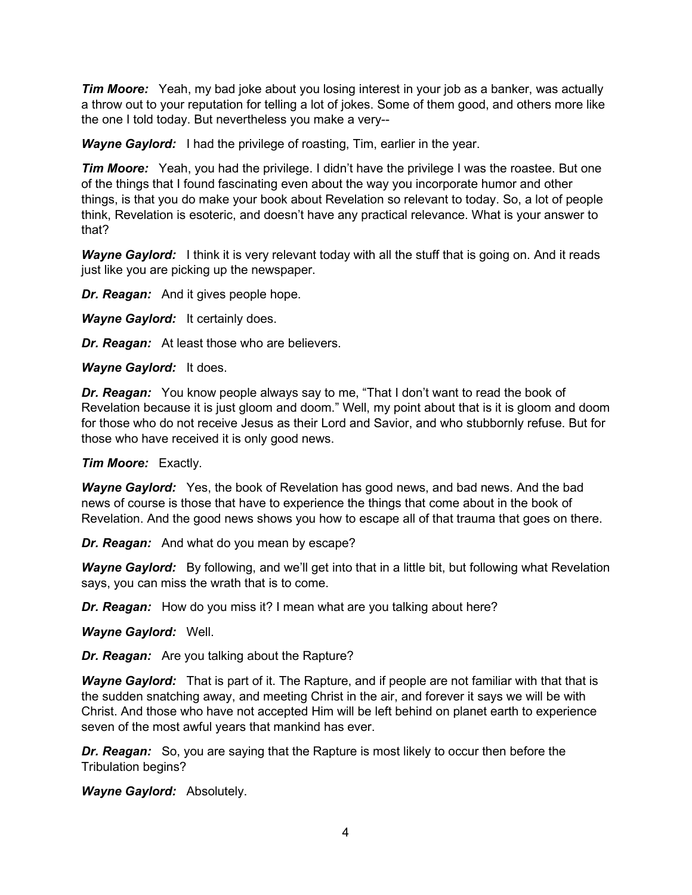***Tim Moore:*** Yeah, my bad joke about you losing interest in your job as a banker, was actually a throw out to your reputation for telling a lot of jokes. Some of them good, and others more like the one I told today. But nevertheless you make a very--

***Wayne Gaylord:*** I had the privilege of roasting, Tim, earlier in the year.

***Tim Moore:*** Yeah, you had the privilege. I didn't have the privilege I was the roastee. But one of the things that I found fascinating even about the way you incorporate humor and other things, is that you do make your book about Revelation so relevant to today. So, a lot of people think, Revelation is esoteric, and doesn't have any practical relevance. What is your answer to that?

***Wayne Gaylord:*** I think it is very relevant today with all the stuff that is going on. And it reads just like you are picking up the newspaper.

***Dr. Reagan:*** And it gives people hope.

***Wayne Gaylord:*** It certainly does.

***Dr. Reagan:*** At least those who are believers.

***Wayne Gaylord:*** It does.

***Dr. Reagan:*** You know people always say to me, "That I don't want to read the book of Revelation because it is just gloom and doom." Well, my point about that is it is gloom and doom for those who do not receive Jesus as their Lord and Savior, and who stubbornly refuse. But for those who have received it is only good news.

***Tim Moore:*** Exactly.

***Wayne Gaylord:*** Yes, the book of Revelation has good news, and bad news. And the bad news of course is those that have to experience the things that come about in the book of Revelation. And the good news shows you how to escape all of that trauma that goes on there.

***Dr. Reagan:*** And what do you mean by escape?

***Wayne Gaylord:*** By following, and we'll get into that in a little bit, but following what Revelation says, you can miss the wrath that is to come.

***Dr. Reagan:*** How do you miss it? I mean what are you talking about here?

***Wayne Gaylord:*** Well.

***Dr. Reagan:*** Are you talking about the Rapture?

***Wayne Gaylord:*** That is part of it. The Rapture, and if people are not familiar with that that is the sudden snatching away, and meeting Christ in the air, and forever it says we will be with Christ. And those who have not accepted Him will be left behind on planet earth to experience seven of the most awful years that mankind has ever.

***Dr. Reagan:*** So, you are saying that the Rapture is most likely to occur then before the Tribulation begins?

***Wayne Gaylord:*** Absolutely.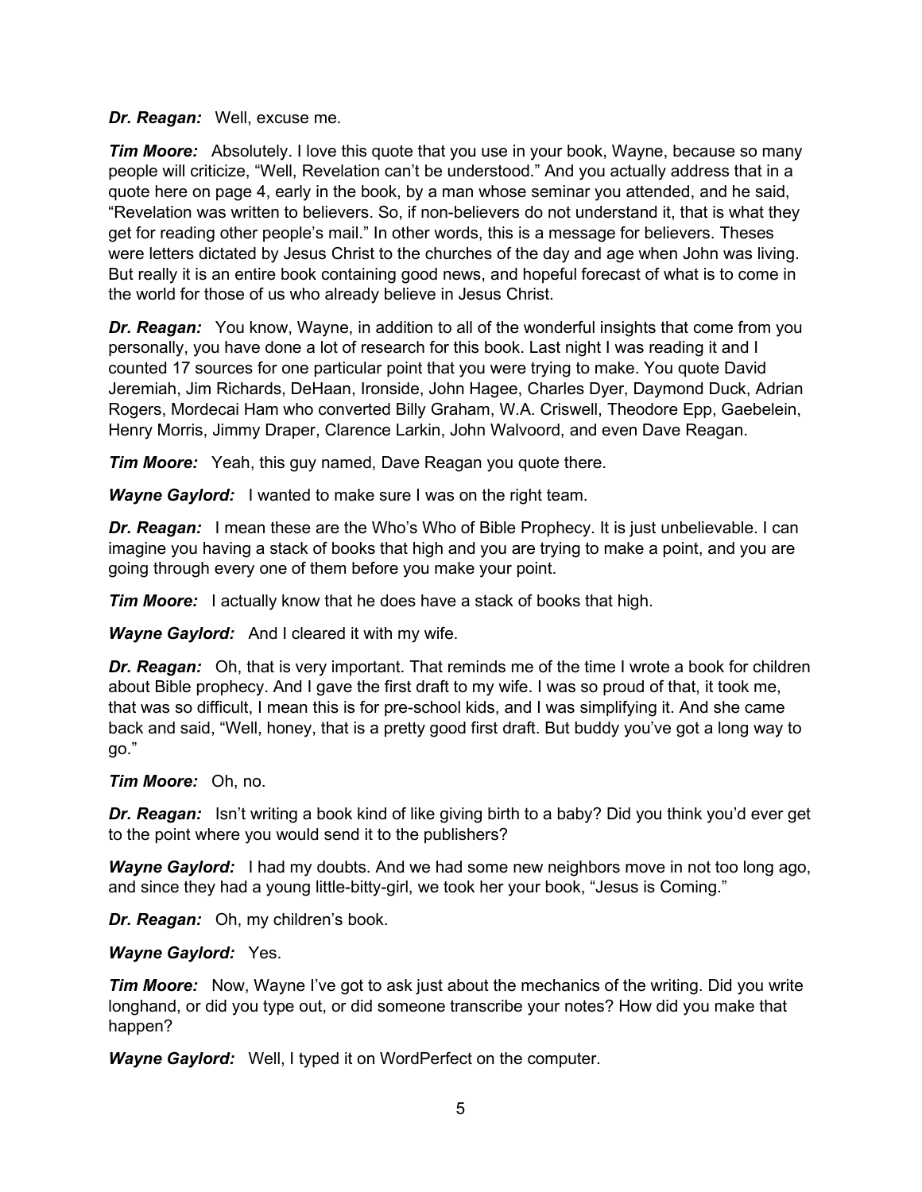***Dr. Reagan:*** Well, excuse me.

***Tim Moore:*** Absolutely. I love this quote that you use in your book, Wayne, because so many people will criticize, “Well, Revelation can’t be understood.” And you actually address that in a quote here on page 4, early in the book, by a man whose seminar you attended, and he said, “Revelation was written to believers. So, if non-believers do not understand it, that is what they get for reading other people’s mail.” In other words, this is a message for believers. Theses were letters dictated by Jesus Christ to the churches of the day and age when John was living. But really it is an entire book containing good news, and hopeful forecast of what is to come in the world for those of us who already believe in Jesus Christ.

***Dr. Reagan:*** You know, Wayne, in addition to all of the wonderful insights that come from you personally, you have done a lot of research for this book. Last night I was reading it and I counted 17 sources for one particular point that you were trying to make. You quote David Jeremiah, Jim Richards, DeHaan, Ironside, John Hagee, Charles Dyer, Daymond Duck, Adrian Rogers, Mordecai Ham who converted Billy Graham, W.A. Criswell, Theodore Epp, Gaebelein, Henry Morris, Jimmy Draper, Clarence Larkin, John Walvoord, and even Dave Reagan.

***Tim Moore:*** Yeah, this guy named, Dave Reagan you quote there.

***Wayne Gaylord:*** I wanted to make sure I was on the right team.

***Dr. Reagan:*** I mean these are the Who’s Who of Bible Prophecy. It is just unbelievable. I can imagine you having a stack of books that high and you are trying to make a point, and you are going through every one of them before you make your point.

***Tim Moore:*** I actually know that he does have a stack of books that high.

***Wayne Gaylord:*** And I cleared it with my wife.

***Dr. Reagan:*** Oh, that is very important. That reminds me of the time I wrote a book for children about Bible prophecy. And I gave the first draft to my wife. I was so proud of that, it took me, that was so difficult, I mean this is for pre-school kids, and I was simplifying it. And she came back and said, “Well, honey, that is a pretty good first draft. But buddy you’ve got a long way to go.”

***Tim Moore:*** Oh, no.

***Dr. Reagan:*** Isn’t writing a book kind of like giving birth to a baby? Did you think you’d ever get to the point where you would send it to the publishers?

***Wayne Gaylord:*** I had my doubts. And we had some new neighbors move in not too long ago, and since they had a young little-bitty-girl, we took her your book, “Jesus is Coming.”

***Dr. Reagan:*** Oh, my children’s book.

***Wayne Gaylord:*** Yes.

***Tim Moore:*** Now, Wayne I’ve got to ask just about the mechanics of the writing. Did you write longhand, or did you type out, or did someone transcribe your notes? How did you make that happen?

***Wayne Gaylord:*** Well, I typed it on WordPerfect on the computer.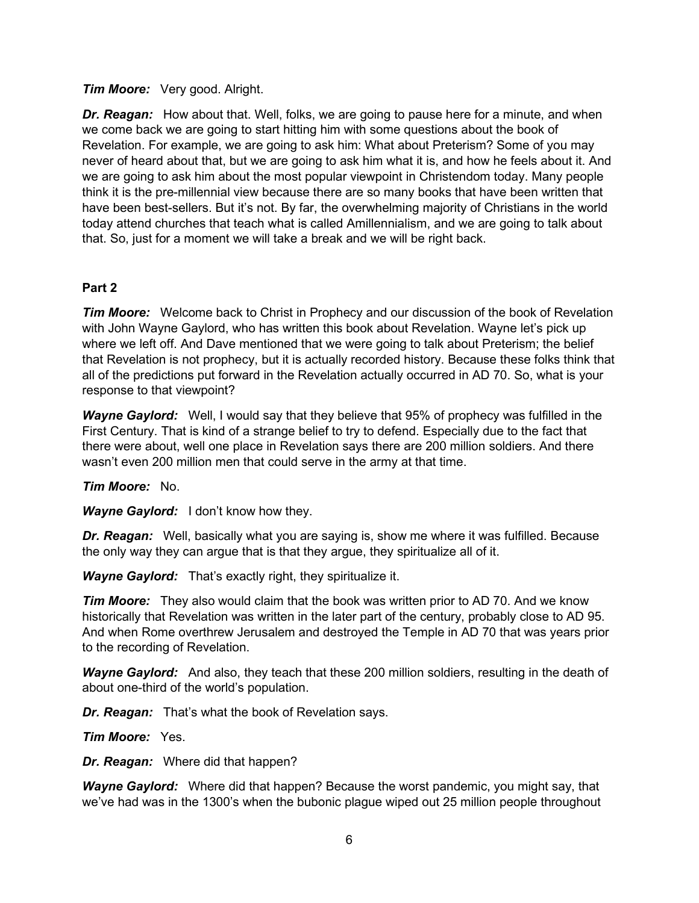***Tim Moore:*** Very good. Alright.

***Dr. Reagan:*** How about that. Well, folks, we are going to pause here for a minute, and when we come back we are going to start hitting him with some questions about the book of Revelation. For example, we are going to ask him: What about Preterism? Some of you may never of heard about that, but we are going to ask him what it is, and how he feels about it. And we are going to ask him about the most popular viewpoint in Christendom today. Many people think it is the pre-millennial view because there are so many books that have been written that have been best-sellers. But it's not. By far, the overwhelming majority of Christians in the world today attend churches that teach what is called Amillennialism, and we are going to talk about that. So, just for a moment we will take a break and we will be right back.

**Part 2**

***Tim Moore:*** Welcome back to Christ in Prophecy and our discussion of the book of Revelation with John Wayne Gaylord, who has written this book about Revelation. Wayne let's pick up where we left off. And Dave mentioned that we were going to talk about Preterism; the belief that Revelation is not prophecy, but it is actually recorded history. Because these folks think that all of the predictions put forward in the Revelation actually occurred in AD 70. So, what is your response to that viewpoint?

***Wayne Gaylord:*** Well, I would say that they believe that 95% of prophecy was fulfilled in the First Century. That is kind of a strange belief to try to defend. Especially due to the fact that there were about, well one place in Revelation says there are 200 million soldiers. And there wasn't even 200 million men that could serve in the army at that time.

***Tim Moore:*** No.

***Wayne Gaylord:*** I don't know how they.

***Dr. Reagan:*** Well, basically what you are saying is, show me where it was fulfilled. Because the only way they can argue that is that they argue, they spiritualize all of it.

***Wayne Gaylord:*** That's exactly right, they spiritualize it.

***Tim Moore:*** They also would claim that the book was written prior to AD 70. And we know historically that Revelation was written in the later part of the century, probably close to AD 95. And when Rome overthrew Jerusalem and destroyed the Temple in AD 70 that was years prior to the recording of Revelation.

***Wayne Gaylord:*** And also, they teach that these 200 million soldiers, resulting in the death of about one-third of the world's population.

***Dr. Reagan:*** That's what the book of Revelation says.

***Tim Moore:*** Yes.

***Dr. Reagan:*** Where did that happen?

***Wayne Gaylord:*** Where did that happen? Because the worst pandemic, you might say, that we've had was in the 1300's when the bubonic plague wiped out 25 million people throughout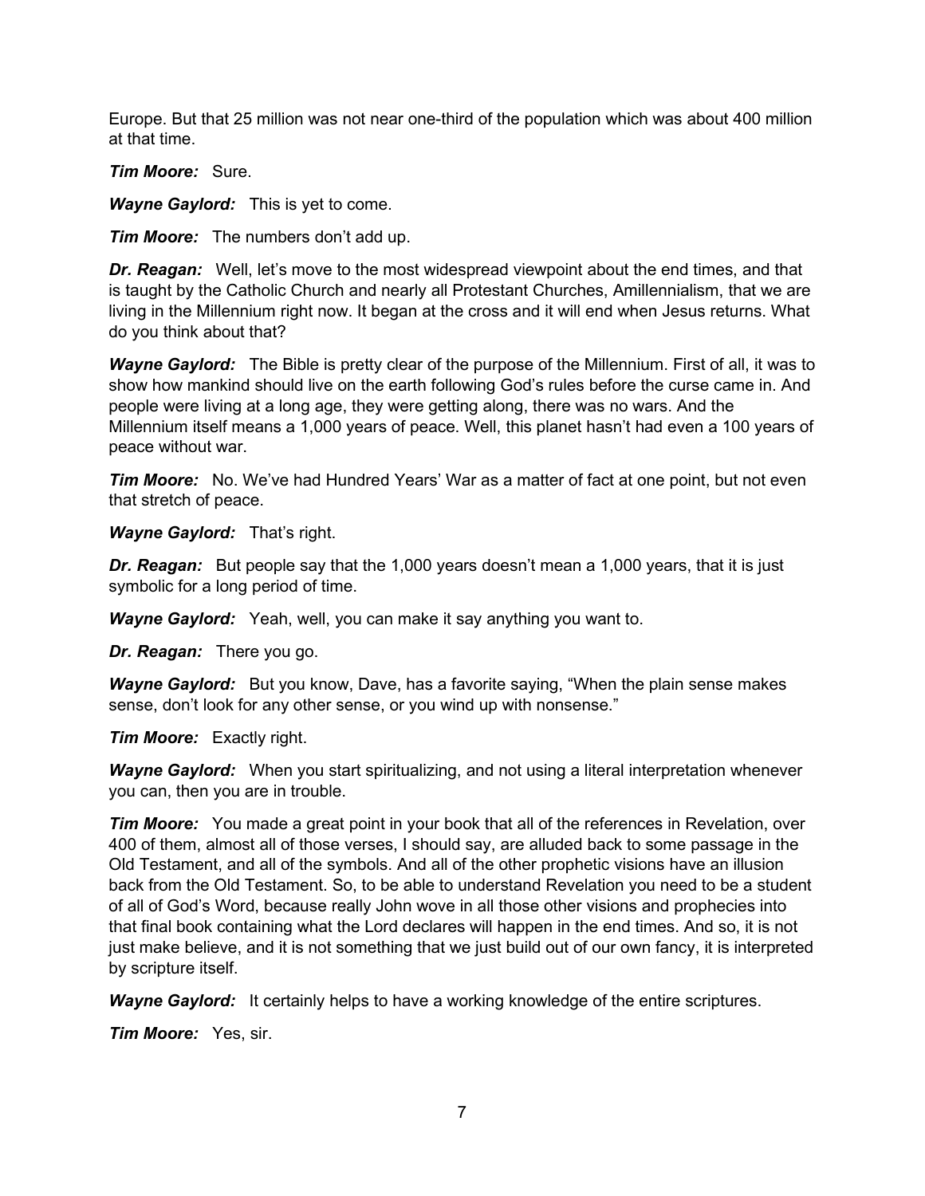Europe. But that 25 million was not near one-third of the population which was about 400 million at that time.

***Tim Moore:*** Sure.

***Wayne Gaylord:*** This is yet to come.

***Tim Moore:*** The numbers don't add up.

***Dr. Reagan:*** Well, let's move to the most widespread viewpoint about the end times, and that is taught by the Catholic Church and nearly all Protestant Churches, Amillennialism, that we are living in the Millennium right now. It began at the cross and it will end when Jesus returns. What do you think about that?

***Wayne Gaylord:*** The Bible is pretty clear of the purpose of the Millennium. First of all, it was to show how mankind should live on the earth following God's rules before the curse came in. And people were living at a long age, they were getting along, there was no wars. And the Millennium itself means a 1,000 years of peace. Well, this planet hasn't had even a 100 years of peace without war.

***Tim Moore:*** No. We've had Hundred Years' War as a matter of fact at one point, but not even that stretch of peace.

***Wayne Gaylord:*** That's right.

***Dr. Reagan:*** But people say that the 1,000 years doesn't mean a 1,000 years, that it is just symbolic for a long period of time.

***Wayne Gaylord:*** Yeah, well, you can make it say anything you want to.

***Dr. Reagan:*** There you go.

***Wayne Gaylord:*** But you know, Dave, has a favorite saying, "When the plain sense makes sense, don't look for any other sense, or you wind up with nonsense."

***Tim Moore:*** Exactly right.

***Wayne Gaylord:*** When you start spiritualizing, and not using a literal interpretation whenever you can, then you are in trouble.

***Tim Moore:*** You made a great point in your book that all of the references in Revelation, over 400 of them, almost all of those verses, I should say, are alluded back to some passage in the Old Testament, and all of the symbols. And all of the other prophetic visions have an illusion back from the Old Testament. So, to be able to understand Revelation you need to be a student of all of God's Word, because really John wove in all those other visions and prophecies into that final book containing what the Lord declares will happen in the end times. And so, it is not just make believe, and it is not something that we just build out of our own fancy, it is interpreted by scripture itself.

***Wayne Gaylord:*** It certainly helps to have a working knowledge of the entire scriptures.

***Tim Moore:*** Yes, sir.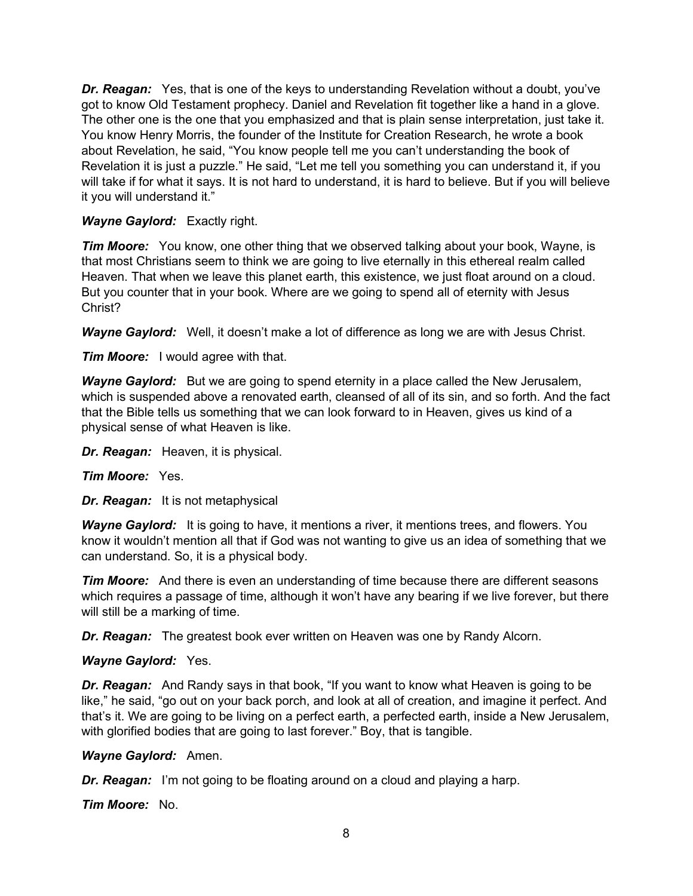***Dr. Reagan:*** Yes, that is one of the keys to understanding Revelation without a doubt, you've got to know Old Testament prophecy. Daniel and Revelation fit together like a hand in a glove. The other one is the one that you emphasized and that is plain sense interpretation, just take it. You know Henry Morris, the founder of the Institute for Creation Research, he wrote a book about Revelation, he said, "You know people tell me you can't understanding the book of Revelation it is just a puzzle." He said, "Let me tell you something you can understand it, if you will take if for what it says. It is not hard to understand, it is hard to believe. But if you will believe it you will understand it."

***Wayne Gaylord:*** Exactly right.

***Tim Moore:*** You know, one other thing that we observed talking about your book, Wayne, is that most Christians seem to think we are going to live eternally in this ethereal realm called Heaven. That when we leave this planet earth, this existence, we just float around on a cloud. But you counter that in your book. Where are we going to spend all of eternity with Jesus Christ?

***Wayne Gaylord:*** Well, it doesn't make a lot of difference as long we are with Jesus Christ.

***Tim Moore:*** I would agree with that.

***Wayne Gaylord:*** But we are going to spend eternity in a place called the New Jerusalem, which is suspended above a renovated earth, cleansed of all of its sin, and so forth. And the fact that the Bible tells us something that we can look forward to in Heaven, gives us kind of a physical sense of what Heaven is like.

***Dr. Reagan:*** Heaven, it is physical.

***Tim Moore:*** Yes.

***Dr. Reagan:*** It is not metaphysical

***Wayne Gaylord:*** It is going to have, it mentions a river, it mentions trees, and flowers. You know it wouldn't mention all that if God was not wanting to give us an idea of something that we can understand. So, it is a physical body.

***Tim Moore:*** And there is even an understanding of time because there are different seasons which requires a passage of time, although it won't have any bearing if we live forever, but there will still be a marking of time.

***Dr. Reagan:*** The greatest book ever written on Heaven was one by Randy Alcorn.

***Wayne Gaylord:*** Yes.

***Dr. Reagan:*** And Randy says in that book, "If you want to know what Heaven is going to be like," he said, "go out on your back porch, and look at all of creation, and imagine it perfect. And that's it. We are going to be living on a perfect earth, a perfected earth, inside a New Jerusalem, with glorified bodies that are going to last forever." Boy, that is tangible.

***Wayne Gaylord:*** Amen.

***Dr. Reagan:*** I'm not going to be floating around on a cloud and playing a harp.

***Tim Moore:*** No.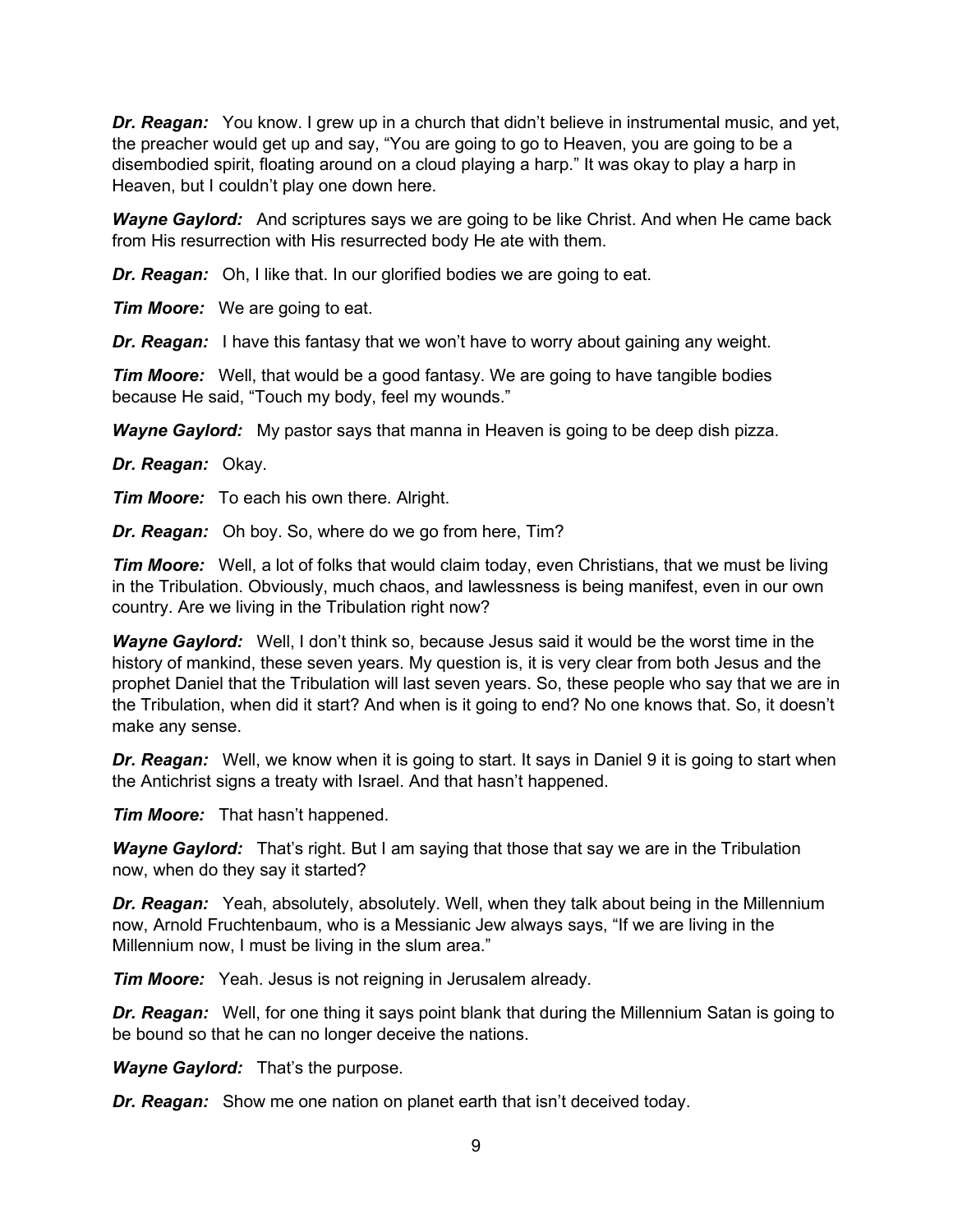***Dr. Reagan:*** You know. I grew up in a church that didn't believe in instrumental music, and yet, the preacher would get up and say, "You are going to go to Heaven, you are going to be a disembodied spirit, floating around on a cloud playing a harp." It was okay to play a harp in Heaven, but I couldn't play one down here.

***Wayne Gaylord:*** And scriptures says we are going to be like Christ. And when He came back from His resurrection with His resurrected body He ate with them.

***Dr. Reagan:*** Oh, I like that. In our glorified bodies we are going to eat.

***Tim Moore:*** We are going to eat.

***Dr. Reagan:*** I have this fantasy that we won't have to worry about gaining any weight.

***Tim Moore:*** Well, that would be a good fantasy. We are going to have tangible bodies because He said, "Touch my body, feel my wounds."

***Wayne Gaylord:*** My pastor says that manna in Heaven is going to be deep dish pizza.

***Dr. Reagan:*** Okay.

***Tim Moore:*** To each his own there. Alright.

***Dr. Reagan:*** Oh boy. So, where do we go from here, Tim?

***Tim Moore:*** Well, a lot of folks that would claim today, even Christians, that we must be living in the Tribulation. Obviously, much chaos, and lawlessness is being manifest, even in our own country. Are we living in the Tribulation right now?

***Wayne Gaylord:*** Well, I don't think so, because Jesus said it would be the worst time in the history of mankind, these seven years. My question is, it is very clear from both Jesus and the prophet Daniel that the Tribulation will last seven years. So, these people who say that we are in the Tribulation, when did it start? And when is it going to end? No one knows that. So, it doesn't make any sense.

***Dr. Reagan:*** Well, we know when it is going to start. It says in Daniel 9 it is going to start when the Antichrist signs a treaty with Israel. And that hasn't happened.

***Tim Moore:*** That hasn't happened.

***Wayne Gaylord:*** That's right. But I am saying that those that say we are in the Tribulation now, when do they say it started?

***Dr. Reagan:*** Yeah, absolutely, absolutely. Well, when they talk about being in the Millennium now, Arnold Fruchtenbaum, who is a Messianic Jew always says, "If we are living in the Millennium now, I must be living in the slum area."

***Tim Moore:*** Yeah. Jesus is not reigning in Jerusalem already.

***Dr. Reagan:*** Well, for one thing it says point blank that during the Millennium Satan is going to be bound so that he can no longer deceive the nations.

***Wayne Gaylord:*** That's the purpose.

***Dr. Reagan:*** Show me one nation on planet earth that isn't deceived today.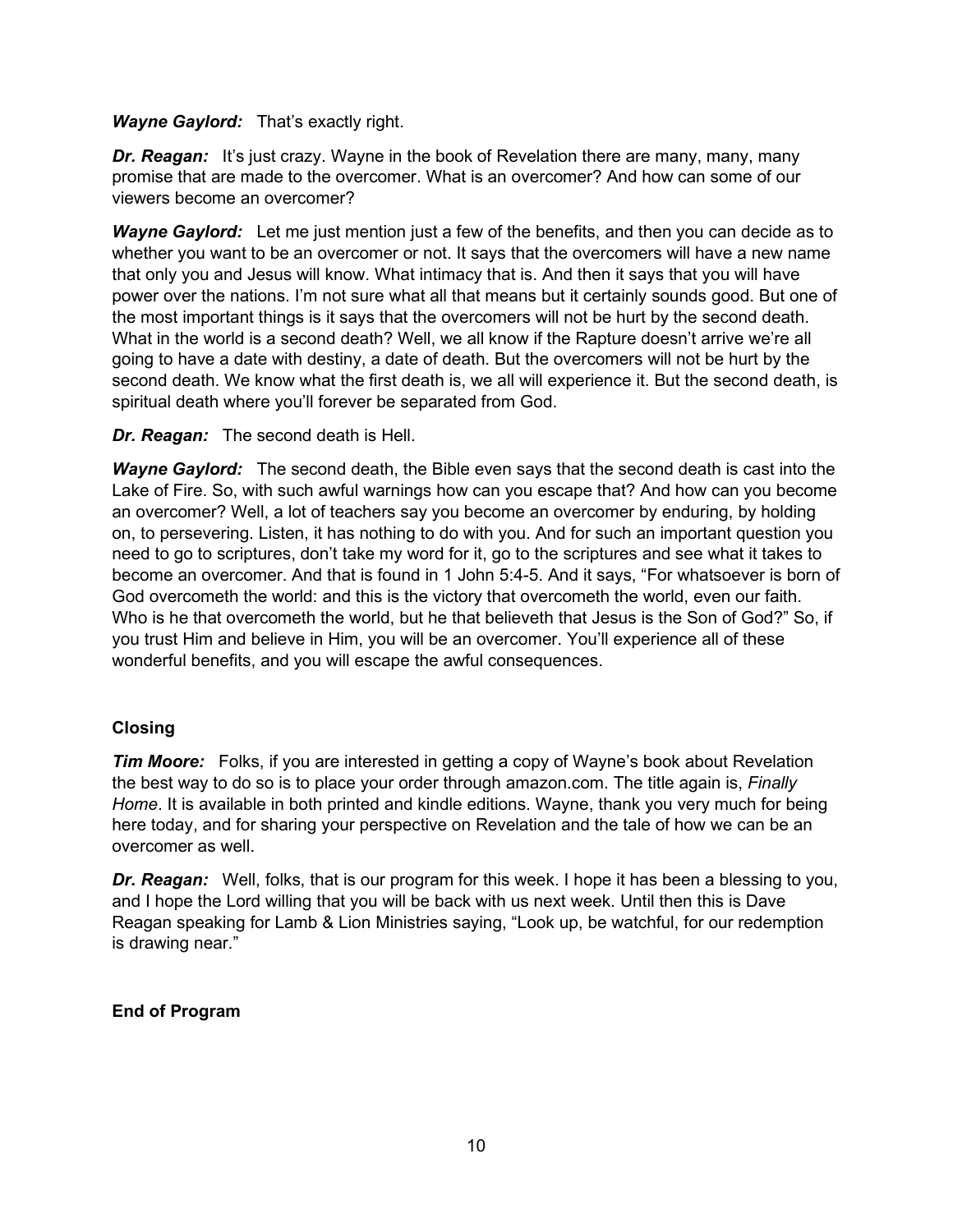***Wayne Gaylord:*** That's exactly right.

***Dr. Reagan:*** It's just crazy. Wayne in the book of Revelation there are many, many, many promise that are made to the overcomer. What is an overcomer? And how can some of our viewers become an overcomer?

***Wayne Gaylord:*** Let me just mention just a few of the benefits, and then you can decide as to whether you want to be an overcomer or not. It says that the overcomers will have a new name that only you and Jesus will know. What intimacy that is. And then it says that you will have power over the nations. I'm not sure what all that means but it certainly sounds good. But one of the most important things is it says that the overcomers will not be hurt by the second death. What in the world is a second death? Well, we all know if the Rapture doesn't arrive we're all going to have a date with destiny, a date of death. But the overcomers will not be hurt by the second death. We know what the first death is, we all will experience it. But the second death, is spiritual death where you'll forever be separated from God.

***Dr. Reagan:*** The second death is Hell.

***Wayne Gaylord:*** The second death, the Bible even says that the second death is cast into the Lake of Fire. So, with such awful warnings how can you escape that? And how can you become an overcomer? Well, a lot of teachers say you become an overcomer by enduring, by holding on, to persevering. Listen, it has nothing to do with you. And for such an important question you need to go to scriptures, don't take my word for it, go to the scriptures and see what it takes to become an overcomer. And that is found in 1 John 5:4-5. And it says, "For whatsoever is born of God overcometh the world: and this is the victory that overcometh the world, even our faith. Who is he that overcometh the world, but he that believeth that Jesus is the Son of God?" So, if you trust Him and believe in Him, you will be an overcomer. You'll experience all of these wonderful benefits, and you will escape the awful consequences.

**Closing**

***Tim Moore:*** Folks, if you are interested in getting a copy of Wayne's book about Revelation the best way to do so is to place your order through amazon.com. The title again is, *Finally Home*. It is available in both printed and kindle editions. Wayne, thank you very much for being here today, and for sharing your perspective on Revelation and the tale of how we can be an overcomer as well.

***Dr. Reagan:*** Well, folks, that is our program for this week. I hope it has been a blessing to you, and I hope the Lord willing that you will be back with us next week. Until then this is Dave Reagan speaking for Lamb & Lion Ministries saying, "Look up, be watchful, for our redemption is drawing near."

**End of Program**